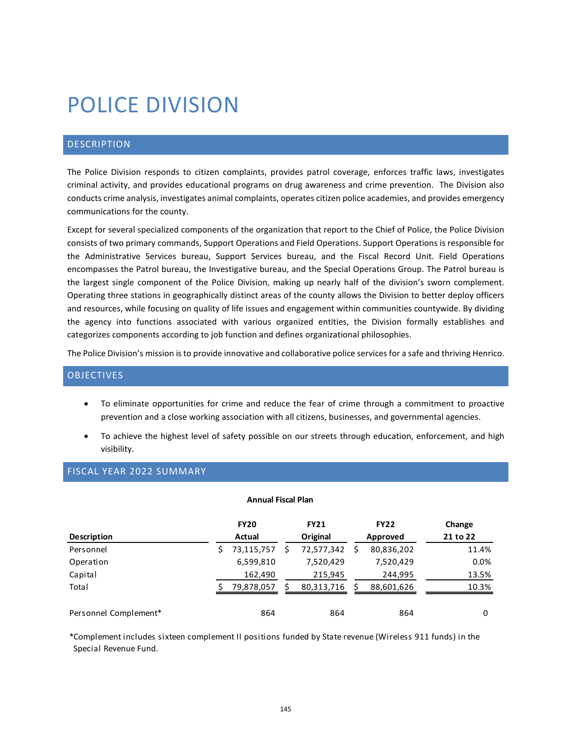# POLICE DIVISION

## DESCRIPTION

The Police Division responds to citizen complaints, provides patrol coverage, enforces traffic laws, investigates criminal activity, and provides educational programs on drug awareness and crime prevention. The Division also conducts crime analysis, investigates animal complaints, operates citizen police academies, and provides emergency communications for the county.

Except for several specialized components of the organization that report to the Chief of Police, the Police Division consists of two primary commands, Support Operations and Field Operations. Support Operations is responsible for the Administrative Services bureau, Support Services bureau, and the Fiscal Record Unit. Field Operations encompasses the Patrol bureau, the Investigative bureau, and the Special Operations Group. The Patrol bureau is the largest single component of the Police Division, making up nearly half of the division's sworn complement. Operating three stations in geographically distinct areas of the county allows the Division to better deploy officers and resources, while focusing on quality of life issues and engagement within communities countywide. By dividing the agency into functions associated with various organized entities, the Division formally establishes and categorizes components according to job function and defines organizational philosophies.

The Police Division's mission is to provide innovative and collaborative police services for a safe and thriving Henrico.

## OBJECTIVES

- To eliminate opportunities for crime and reduce the fear of crime through a commitment to proactive prevention and a close working association with all citizens, businesses, and governmental agencies.
- To achieve the highest level of safety possible on our streets through education, enforcement, and high visibility.

## FISCAL YEAR 2022 SUMMARY

**Annual Fiscal Plan**

| Description | FY20 Actual | FY21 Original | FY22 Approved | Change 21 to 22 |
|---|---|---|---|---|
| Personnel | $ 73,115,757 | $ 72,577,342 | $ 80,836,202 | 11.4% |
| Operation | 6,599,810 | 7,520,429 | 7,520,429 | 0.0% |
| Capital | 162,490 | 215,945 | 244,995 | 13.5% |
| Total | $ 79,878,057 | $ 80,313,716 | $ 88,601,626 | 10.3% |
| | | | | |
| Personnel Complement* | 864 | 864 | 864 | 0 |

*Complement includes sixteen complement II positions funded by State revenue (Wireless 911 funds) in the Special Revenue Fund.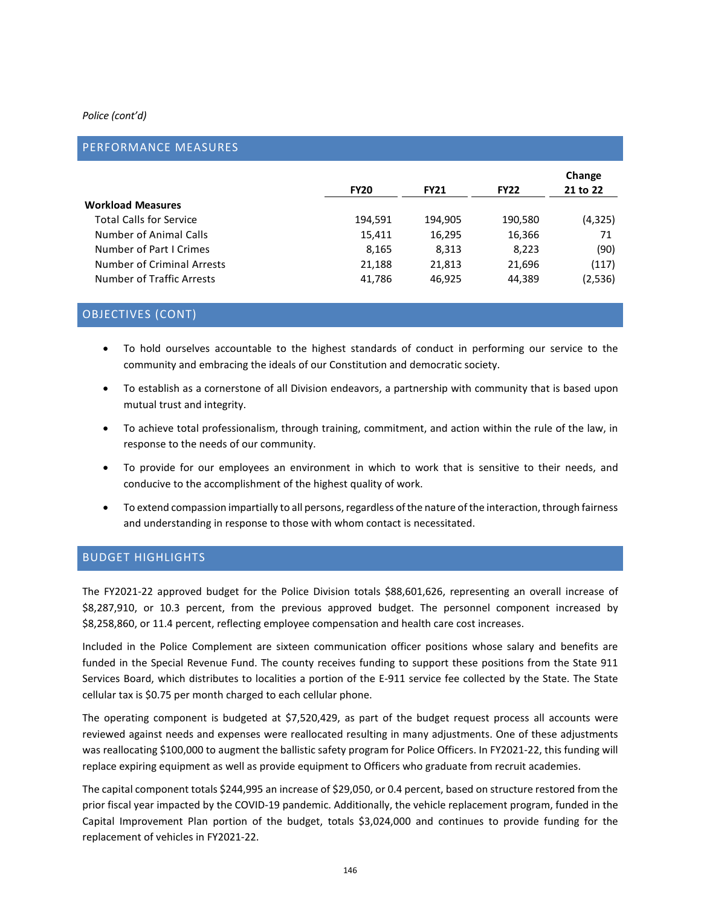*Police (cont'd)*

## PERFORMANCE MEASURES

| | FY20 | FY21 | FY22 | Change 21 to 22 |
|---|---|---|---|---|
| **Workload Measures** | | | | |
| Total Calls for Service | 194,591 | 194,905 | 190,580 | (4,325) |
| Number of Animal Calls | 15,411 | 16,295 | 16,366 | 71 |
| Number of Part I Crimes | 8,165 | 8,313 | 8,223 | (90) |
| Number of Criminal Arrests | 21,188 | 21,813 | 21,696 | (117) |
| Number of Traffic Arrests | 41,786 | 46,925 | 44,389 | (2,536) |

## OBJECTIVES (CONT)

- To hold ourselves accountable to the highest standards of conduct in performing our service to the community and embracing the ideals of our Constitution and democratic society.
- To establish as a cornerstone of all Division endeavors, a partnership with community that is based upon mutual trust and integrity.
- To achieve total professionalism, through training, commitment, and action within the rule of the law, in response to the needs of our community.
- To provide for our employees an environment in which to work that is sensitive to their needs, and conducive to the accomplishment of the highest quality of work.
- To extend compassion impartially to all persons, regardless of the nature of the interaction, through fairness and understanding in response to those with whom contact is necessitated.

## BUDGET HIGHLIGHTS

The FY2021-22 approved budget for the Police Division totals $88,601,626, representing an overall increase of $8,287,910, or 10.3 percent, from the previous approved budget. The personnel component increased by $8,258,860, or 11.4 percent, reflecting employee compensation and health care cost increases.

Included in the Police Complement are sixteen communication officer positions whose salary and benefits are funded in the Special Revenue Fund. The county receives funding to support these positions from the State 911 Services Board, which distributes to localities a portion of the E-911 service fee collected by the State. The State cellular tax is $0.75 per month charged to each cellular phone.

The operating component is budgeted at $7,520,429, as part of the budget request process all accounts were reviewed against needs and expenses were reallocated resulting in many adjustments. One of these adjustments was reallocating $100,000 to augment the ballistic safety program for Police Officers. In FY2021-22, this funding will replace expiring equipment as well as provide equipment to Officers who graduate from recruit academies.

The capital component totals $244,995 an increase of $29,050, or 0.4 percent, based on structure restored from the prior fiscal year impacted by the COVID-19 pandemic. Additionally, the vehicle replacement program, funded in the Capital Improvement Plan portion of the budget, totals $3,024,000 and continues to provide funding for the replacement of vehicles in FY2021-22.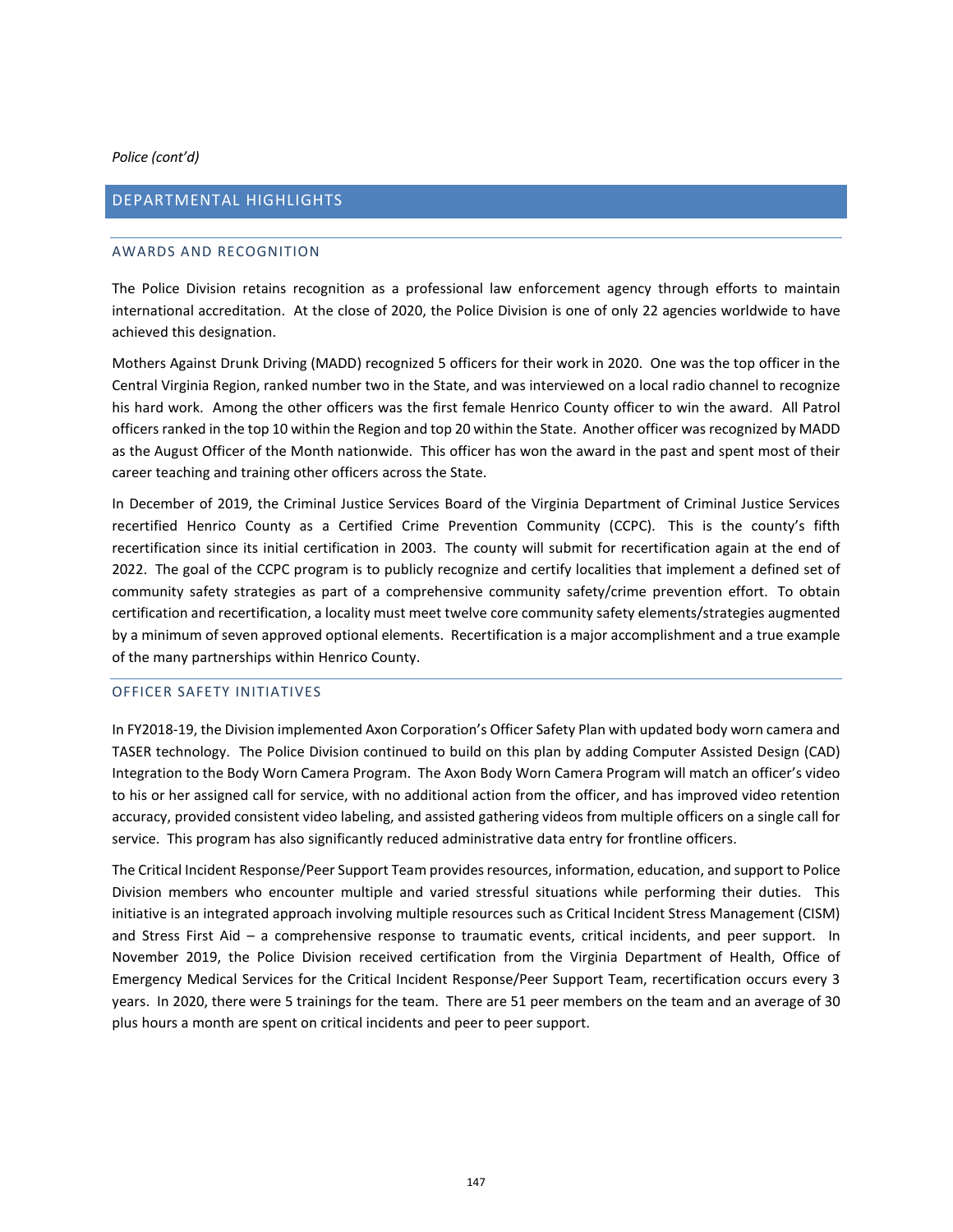*Police (cont'd)*

## DEPARTMENTAL HIGHLIGHTS

### AWARDS AND RECOGNITION

The Police Division retains recognition as a professional law enforcement agency through efforts to maintain international accreditation. At the close of 2020, the Police Division is one of only 22 agencies worldwide to have achieved this designation.

Mothers Against Drunk Driving (MADD) recognized 5 officers for their work in 2020. One was the top officer in the Central Virginia Region, ranked number two in the State, and was interviewed on a local radio channel to recognize his hard work. Among the other officers was the first female Henrico County officer to win the award. All Patrol officers ranked in the top 10 within the Region and top 20 within the State. Another officer was recognized by MADD as the August Officer of the Month nationwide. This officer has won the award in the past and spent most of their career teaching and training other officers across the State.

In December of 2019, the Criminal Justice Services Board of the Virginia Department of Criminal Justice Services recertified Henrico County as a Certified Crime Prevention Community (CCPC). This is the county's fifth recertification since its initial certification in 2003. The county will submit for recertification again at the end of 2022. The goal of the CCPC program is to publicly recognize and certify localities that implement a defined set of community safety strategies as part of a comprehensive community safety/crime prevention effort. To obtain certification and recertification, a locality must meet twelve core community safety elements/strategies augmented by a minimum of seven approved optional elements. Recertification is a major accomplishment and a true example of the many partnerships within Henrico County.

### OFFICER SAFETY INITIATIVES

In FY2018-19, the Division implemented Axon Corporation's Officer Safety Plan with updated body worn camera and TASER technology. The Police Division continued to build on this plan by adding Computer Assisted Design (CAD) Integration to the Body Worn Camera Program. The Axon Body Worn Camera Program will match an officer's video to his or her assigned call for service, with no additional action from the officer, and has improved video retention accuracy, provided consistent video labeling, and assisted gathering videos from multiple officers on a single call for service. This program has also significantly reduced administrative data entry for frontline officers.

The Critical Incident Response/Peer Support Team provides resources, information, education, and support to Police Division members who encounter multiple and varied stressful situations while performing their duties. This initiative is an integrated approach involving multiple resources such as Critical Incident Stress Management (CISM) and Stress First Aid – a comprehensive response to traumatic events, critical incidents, and peer support. In November 2019, the Police Division received certification from the Virginia Department of Health, Office of Emergency Medical Services for the Critical Incident Response/Peer Support Team, recertification occurs every 3 years. In 2020, there were 5 trainings for the team. There are 51 peer members on the team and an average of 30 plus hours a month are spent on critical incidents and peer to peer support.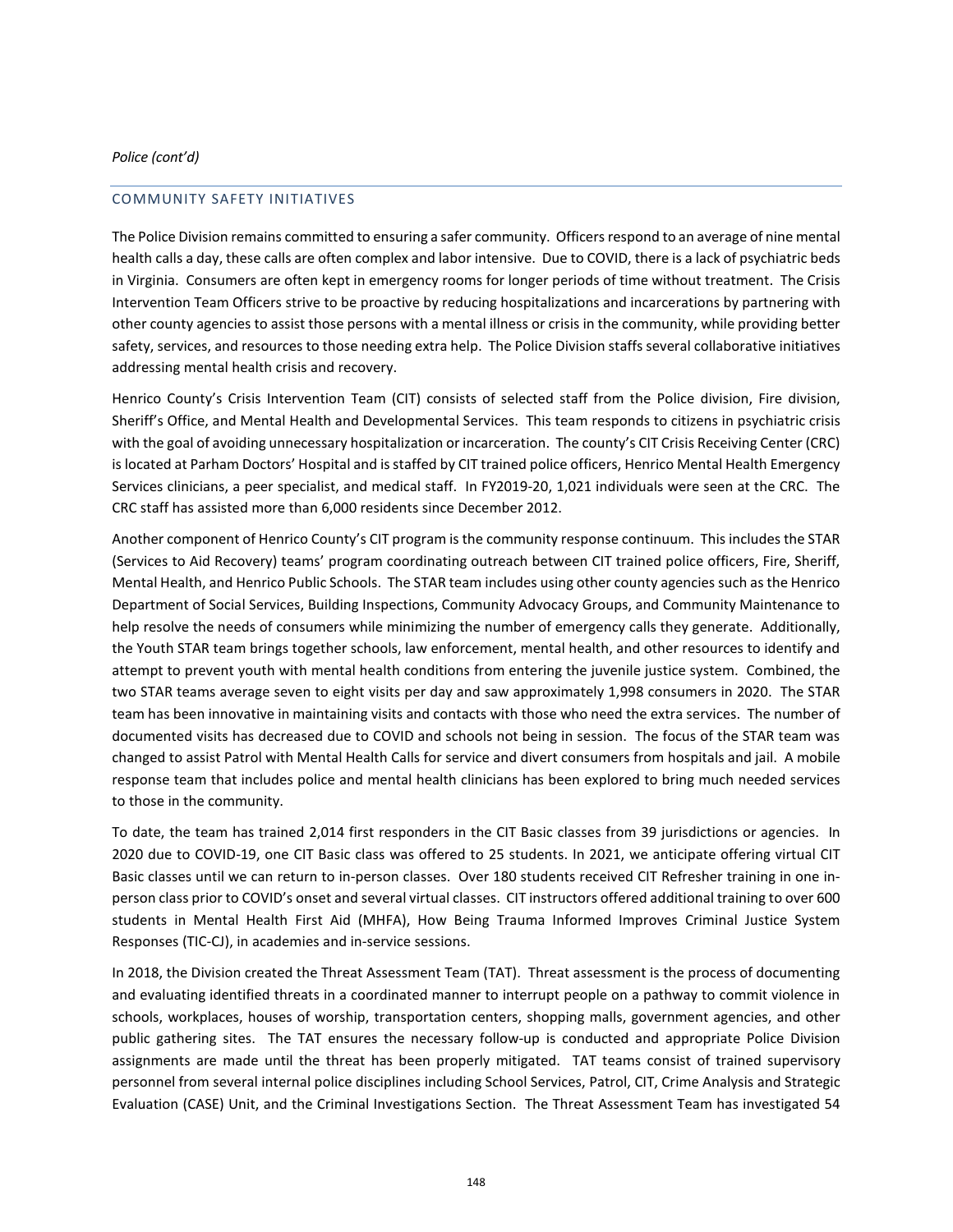*Police (cont'd)*

## COMMUNITY SAFETY INITIATIVES

The Police Division remains committed to ensuring a safer community. Officers respond to an average of nine mental health calls a day, these calls are often complex and labor intensive. Due to COVID, there is a lack of psychiatric beds in Virginia. Consumers are often kept in emergency rooms for longer periods of time without treatment. The Crisis Intervention Team Officers strive to be proactive by reducing hospitalizations and incarcerations by partnering with other county agencies to assist those persons with a mental illness or crisis in the community, while providing better safety, services, and resources to those needing extra help. The Police Division staffs several collaborative initiatives addressing mental health crisis and recovery.

Henrico County's Crisis Intervention Team (CIT) consists of selected staff from the Police division, Fire division, Sheriff's Office, and Mental Health and Developmental Services. This team responds to citizens in psychiatric crisis with the goal of avoiding unnecessary hospitalization or incarceration. The county's CIT Crisis Receiving Center (CRC) is located at Parham Doctors' Hospital and is staffed by CIT trained police officers, Henrico Mental Health Emergency Services clinicians, a peer specialist, and medical staff. In FY2019-20, 1,021 individuals were seen at the CRC. The CRC staff has assisted more than 6,000 residents since December 2012.

Another component of Henrico County's CIT program is the community response continuum. This includes the STAR (Services to Aid Recovery) teams' program coordinating outreach between CIT trained police officers, Fire, Sheriff, Mental Health, and Henrico Public Schools. The STAR team includes using other county agencies such as the Henrico Department of Social Services, Building Inspections, Community Advocacy Groups, and Community Maintenance to help resolve the needs of consumers while minimizing the number of emergency calls they generate. Additionally, the Youth STAR team brings together schools, law enforcement, mental health, and other resources to identify and attempt to prevent youth with mental health conditions from entering the juvenile justice system. Combined, the two STAR teams average seven to eight visits per day and saw approximately 1,998 consumers in 2020. The STAR team has been innovative in maintaining visits and contacts with those who need the extra services. The number of documented visits has decreased due to COVID and schools not being in session. The focus of the STAR team was changed to assist Patrol with Mental Health Calls for service and divert consumers from hospitals and jail. A mobile response team that includes police and mental health clinicians has been explored to bring much needed services to those in the community.

To date, the team has trained 2,014 first responders in the CIT Basic classes from 39 jurisdictions or agencies. In 2020 due to COVID-19, one CIT Basic class was offered to 25 students. In 2021, we anticipate offering virtual CIT Basic classes until we can return to in-person classes. Over 180 students received CIT Refresher training in one in-person class prior to COVID's onset and several virtual classes. CIT instructors offered additional training to over 600 students in Mental Health First Aid (MHFA), How Being Trauma Informed Improves Criminal Justice System Responses (TIC-CJ), in academies and in-service sessions.

In 2018, the Division created the Threat Assessment Team (TAT). Threat assessment is the process of documenting and evaluating identified threats in a coordinated manner to interrupt people on a pathway to commit violence in schools, workplaces, houses of worship, transportation centers, shopping malls, government agencies, and other public gathering sites. The TAT ensures the necessary follow-up is conducted and appropriate Police Division assignments are made until the threat has been properly mitigated. TAT teams consist of trained supervisory personnel from several internal police disciplines including School Services, Patrol, CIT, Crime Analysis and Strategic Evaluation (CASE) Unit, and the Criminal Investigations Section. The Threat Assessment Team has investigated 54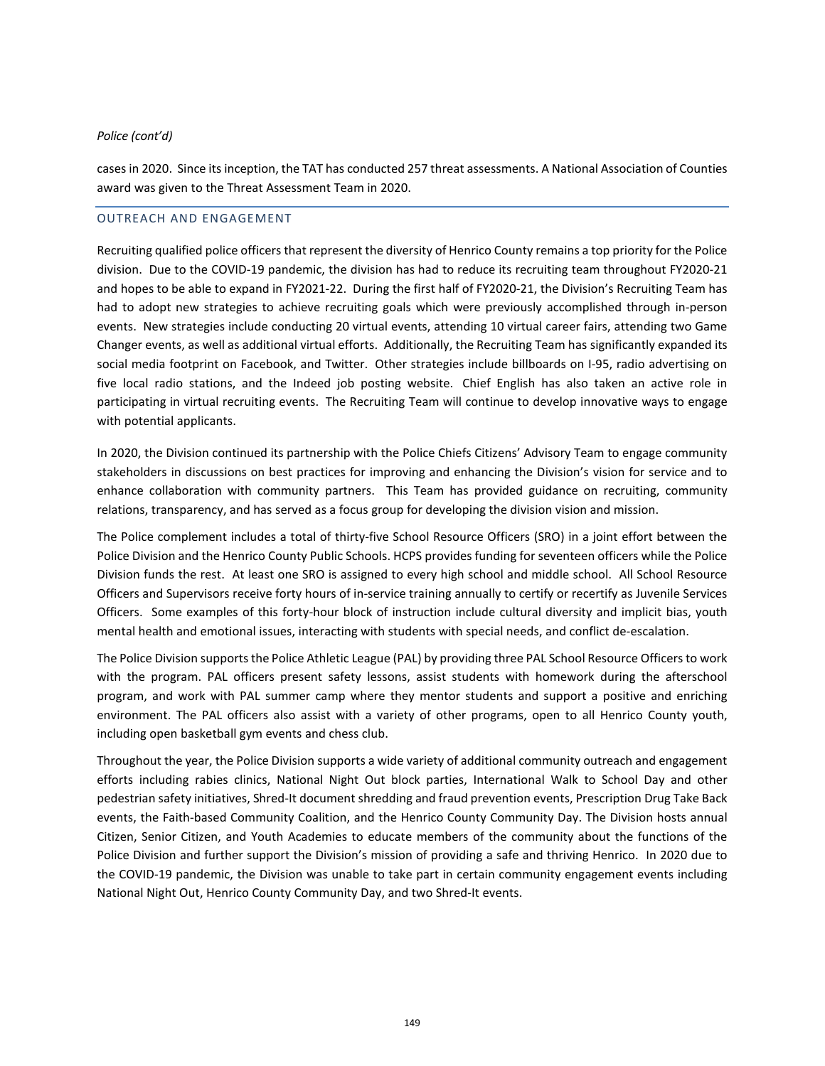*Police (cont'd)*

cases in 2020. Since its inception, the TAT has conducted 257 threat assessments. A National Association of Counties award was given to the Threat Assessment Team in 2020.

## OUTREACH AND ENGAGEMENT

Recruiting qualified police officers that represent the diversity of Henrico County remains a top priority for the Police division. Due to the COVID-19 pandemic, the division has had to reduce its recruiting team throughout FY2020-21 and hopes to be able to expand in FY2021-22. During the first half of FY2020-21, the Division's Recruiting Team has had to adopt new strategies to achieve recruiting goals which were previously accomplished through in-person events. New strategies include conducting 20 virtual events, attending 10 virtual career fairs, attending two Game Changer events, as well as additional virtual efforts. Additionally, the Recruiting Team has significantly expanded its social media footprint on Facebook, and Twitter. Other strategies include billboards on I-95, radio advertising on five local radio stations, and the Indeed job posting website. Chief English has also taken an active role in participating in virtual recruiting events. The Recruiting Team will continue to develop innovative ways to engage with potential applicants.

In 2020, the Division continued its partnership with the Police Chiefs Citizens' Advisory Team to engage community stakeholders in discussions on best practices for improving and enhancing the Division's vision for service and to enhance collaboration with community partners. This Team has provided guidance on recruiting, community relations, transparency, and has served as a focus group for developing the division vision and mission.

The Police complement includes a total of thirty-five School Resource Officers (SRO) in a joint effort between the Police Division and the Henrico County Public Schools. HCPS provides funding for seventeen officers while the Police Division funds the rest. At least one SRO is assigned to every high school and middle school. All School Resource Officers and Supervisors receive forty hours of in-service training annually to certify or recertify as Juvenile Services Officers. Some examples of this forty-hour block of instruction include cultural diversity and implicit bias, youth mental health and emotional issues, interacting with students with special needs, and conflict de-escalation.

The Police Division supports the Police Athletic League (PAL) by providing three PAL School Resource Officers to work with the program. PAL officers present safety lessons, assist students with homework during the afterschool program, and work with PAL summer camp where they mentor students and support a positive and enriching environment. The PAL officers also assist with a variety of other programs, open to all Henrico County youth, including open basketball gym events and chess club.

Throughout the year, the Police Division supports a wide variety of additional community outreach and engagement efforts including rabies clinics, National Night Out block parties, International Walk to School Day and other pedestrian safety initiatives, Shred-It document shredding and fraud prevention events, Prescription Drug Take Back events, the Faith-based Community Coalition, and the Henrico County Community Day. The Division hosts annual Citizen, Senior Citizen, and Youth Academies to educate members of the community about the functions of the Police Division and further support the Division's mission of providing a safe and thriving Henrico. In 2020 due to the COVID-19 pandemic, the Division was unable to take part in certain community engagement events including National Night Out, Henrico County Community Day, and two Shred-It events.